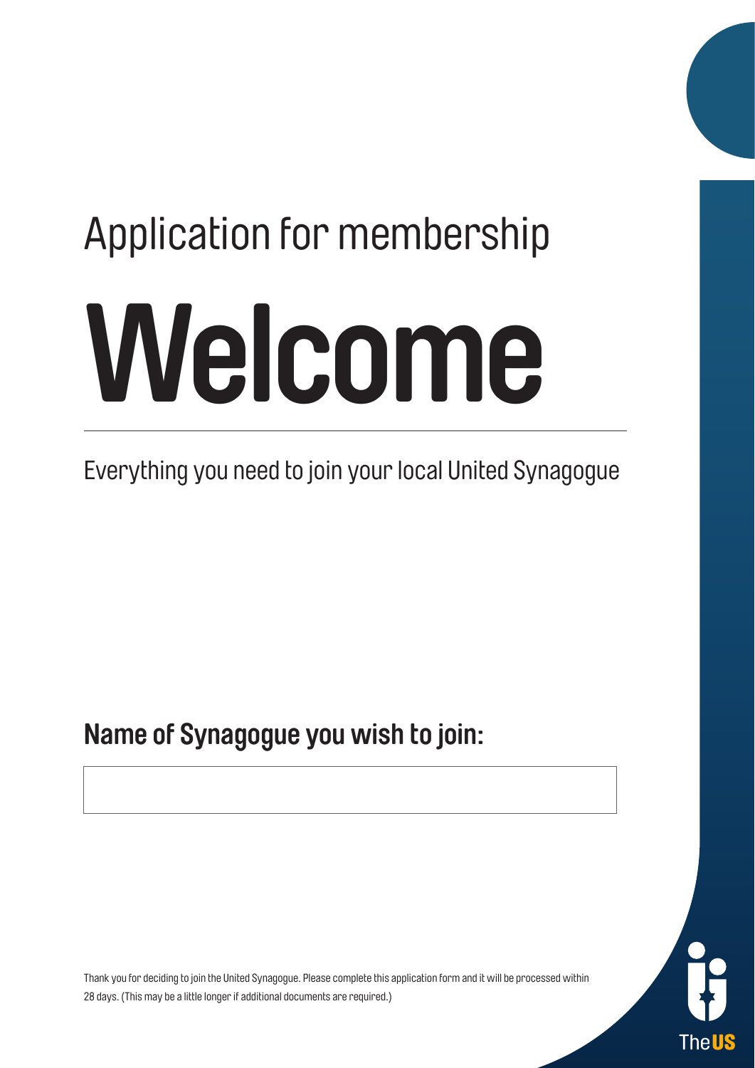Application for membership

# Welcome

Everything you need to join your local United Synagogue

**Name of Synagogue you wish to join:**

| |
|---|
| |

Thank you for deciding to join the United Synagogue. Please complete this application form and it will be processed within 28 days. (This may be a little longer if additional documents are required.)

The**US**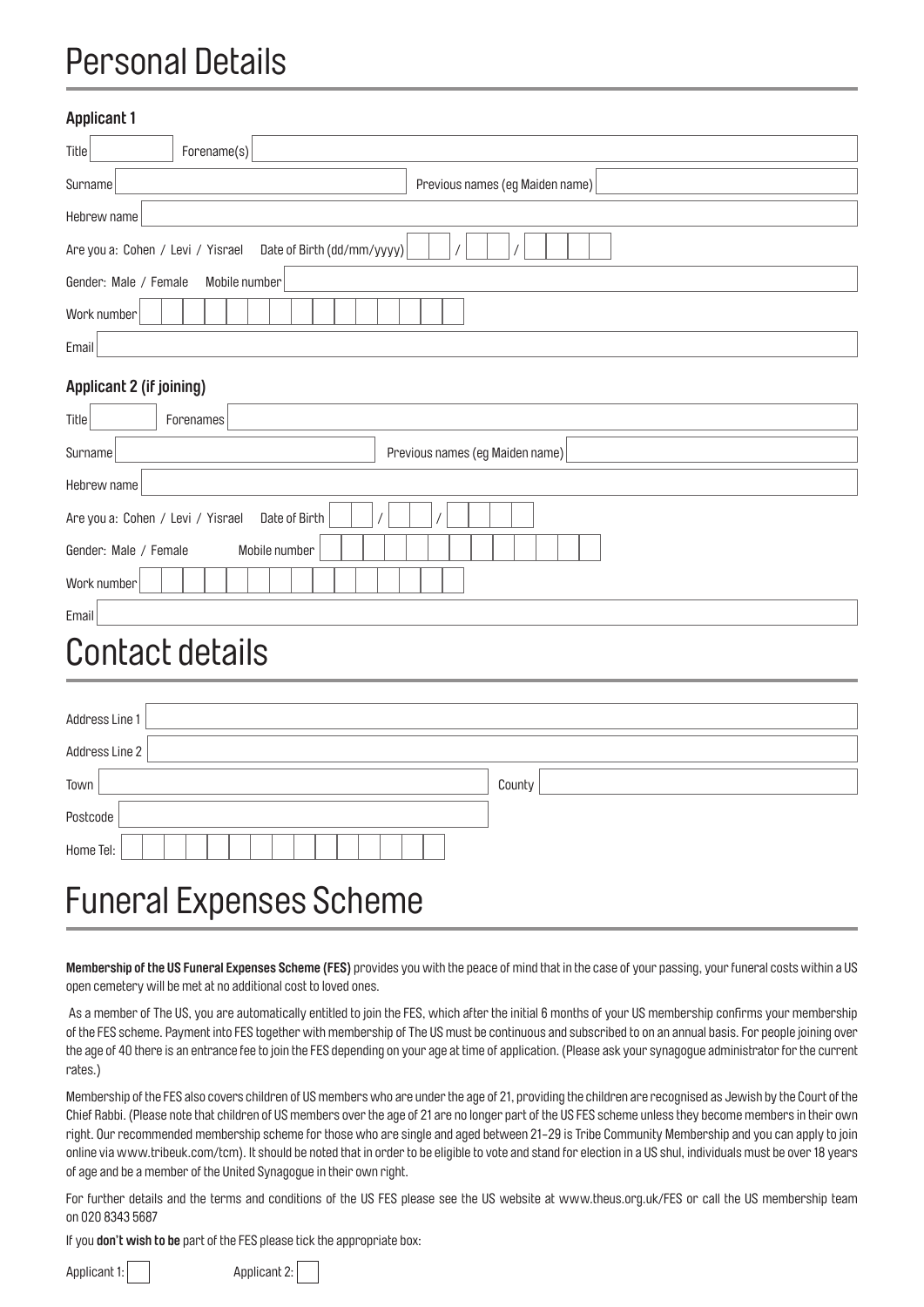# Personal Details

**Applicant 1**

Title | Forename(s)

Surname | Previous names (eg Maiden name)

Hebrew name

Are you a: Cohen / Levi / Yisrael   Date of Birth (dd/mm/yyyy) __ / __ / ____

Gender: Male / Female   Mobile number

Work number

Email

**Applicant 2 (if joining)**

Title | Forenames

Surname | Previous names (eg Maiden name)

Hebrew name

Are you a: Cohen / Levi / Yisrael   Date of Birth __ / __ / ____

Gender: Male / Female   Mobile number

Work number

Email

# Contact details

Address Line 1

Address Line 2

Town | County

Postcode

Home Tel:

# Funeral Expenses Scheme

**Membership of the US Funeral Expenses Scheme (FES)** provides you with the peace of mind that in the case of your passing, your funeral costs within a US open cemetery will be met at no additional cost to loved ones.

As a member of The US, you are automatically entitled to join the FES, which after the initial 6 months of your US membership confirms your membership of the FES scheme. Payment into FES together with membership of The US must be continuous and subscribed to on an annual basis. For people joining over the age of 40 there is an entrance fee to join the FES depending on your age at time of application. (Please ask your synagogue administrator for the current rates.)

Membership of the FES also covers children of US members who are under the age of 21, providing the children are recognised as Jewish by the Court of the Chief Rabbi. (Please note that children of US members over the age of 21 are no longer part of the US FES scheme unless they become members in their own right. Our recommended membership scheme for those who are single and aged between 21–29 is Tribe Community Membership and you can apply to join online via www.tribeuk.com/tcm). It should be noted that in order to be eligible to vote and stand for election in a US shul, individuals must be over 18 years of age and be a member of the United Synagogue in their own right.

For further details and the terms and conditions of the US FES please see the US website at www.theus.org.uk/FES or call the US membership team on 020 8343 5687

If you **don't wish to be** part of the FES please tick the appropriate box:

Applicant 1: ☐   Applicant 2: ☐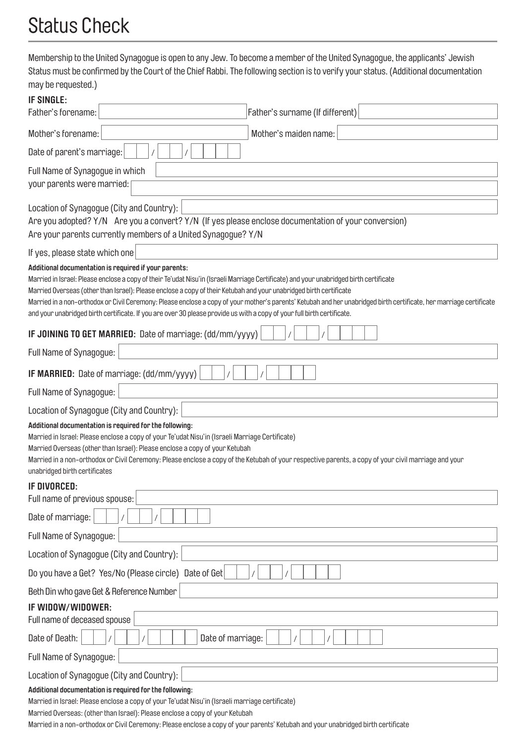# Status Check

Membership to the United Synagogue is open to any Jew. To become a member of the United Synagogue, the applicants' Jewish Status must be confirmed by the Court of the Chief Rabbi. The following section is to verify your status. (Additional documentation may be requested.)

**IF SINGLE:**

Father's forename: ____________________ Father's surname (If different) ____________________

Mother's forename: ____________________ Mother's maiden name: ____________________

Date of parent's marriage: __ __ / __ __ / __ __ __ __

Full Name of Synagogue in which your parents were married: ____________________

Location of Synagogue (City and Country): ____________________

Are you adopted? Y/N Are you a convert? Y/N (If yes please enclose documentation of your conversion)

Are your parents currently members of a United Synagogue? Y/N

If yes, please state which one ____________________

**Additional documentation is required if your parents:**

Married in Israel: Please enclose a copy of their Te'udat Nisu'in (Israeli Marriage Certificate) and your unabridged birth certificate

Married Overseas (other than Israel): Please enclose a copy of their Ketubah and your unabridged birth certificate

Married in a non-orthodox or Civil Ceremony: Please enclose a copy of your mother's parents' Ketubah and her unabridged birth certificate, her marriage certificate and your unabridged birth certificate. If you are over 30 please provide us with a copy of your full birth certificate.

**IF JOINING TO GET MARRIED:** Date of marriage: (dd/mm/yyyy) __ __ / __ __ / __ __ __ __

Full Name of Synagogue: ____________________

**IF MARRIED:** Date of marriage: (dd/mm/yyyy) __ __ / __ __ / __ __ __ __

Full Name of Synagogue: ____________________

Location of Synagogue (City and Country): ____________________

**Additional documentation is required for the following:**

Married in Israel: Please enclose a copy of your Te'udat Nisu'in (Israeli Marriage Certificate)

Married Overseas (other than Israel): Please enclose a copy of your Ketubah

Married in a non-orthodox or Civil Ceremony: Please enclose a copy of the Ketubah of your respective parents, a copy of your civil marriage and your unabridged birth certificates

**IF DIVORCED:**

Full name of previous spouse: ____________________

Date of marriage: __ __ / __ __ / __ __ __ __

Full Name of Synagogue: ____________________

Location of Synagogue (City and Country): ____________________

Do you have a Get? Yes/No (Please circle) Date of Get __ __ / __ __ / __ __ __ __

Beth Din who gave Get & Reference Number ____________________

**IF WIDOW/WIDOWER:**

Full name of deceased spouse ____________________

Date of Death: __ __ / __ __ / __ __ __ __ Date of marriage: __ __ / __ __ / __ __ __ __

Full Name of Synagogue: ____________________

Location of Synagogue (City and Country): ____________________

**Additional documentation is required for the following:**

Married in Israel: Please enclose a copy of your Te'udat Nisu'in (Israeli marriage certificate)

Married Overseas: (other than Israel): Please enclose a copy of your Ketubah

Married in a non-orthodox or Civil Ceremony: Please enclose a copy of your parents' Ketubah and your unabridged birth certificate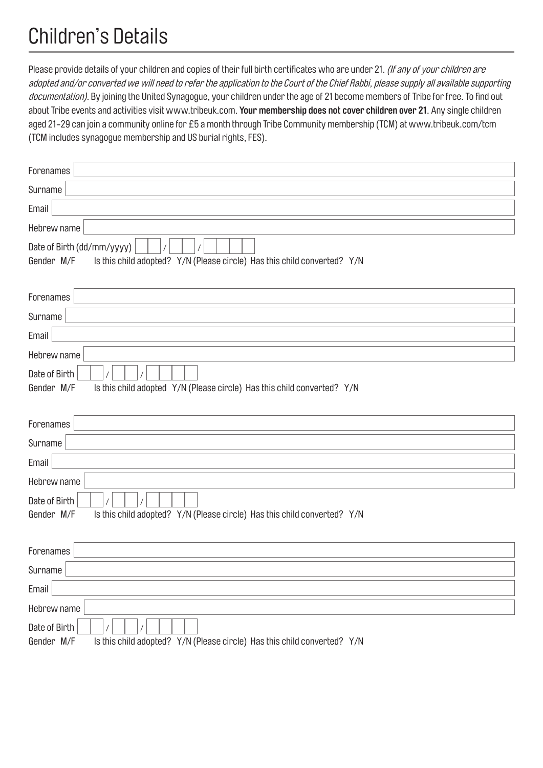# Children's Details

Please provide details of your children and copies of their full birth certificates who are under 21. *(If any of your children are adopted and/or converted we will need to refer the application to the Court of the Chief Rabbi, please supply all available supporting documentation).* By joining the United Synagogue, your children under the age of 21 become members of Tribe for free. To find out about Tribe events and activities visit www.tribeuk.com. **Your membership does not cover children over 21**. Any single children aged 21–29 can join a community online for £5 a month through Tribe Community membership (TCM) at www.tribeuk.com/tcm (TCM includes synagogue membership and US burial rights, FES).

Forenames

Surname

Email

Hebrew name

Date of Birth (dd/mm/yyyy) __ __ / __ __ / __ __ __ __

Gender M/F  Is this child adopted? Y/N (Please circle) Has this child converted? Y/N

Forenames

Surname

Email

Hebrew name

Date of Birth __ __ / __ __ / __ __ __ __

Gender M/F  Is this child adopted Y/N (Please circle) Has this child converted? Y/N

Forenames

Surname

Email

Hebrew name

Date of Birth __ __ / __ __ / __ __ __ __

Gender M/F  Is this child adopted? Y/N (Please circle) Has this child converted? Y/N

Forenames

Surname

Email

Hebrew name

Date of Birth __ __ / __ __ / __ __ __ __

Gender M/F  Is this child adopted? Y/N (Please circle) Has this child converted? Y/N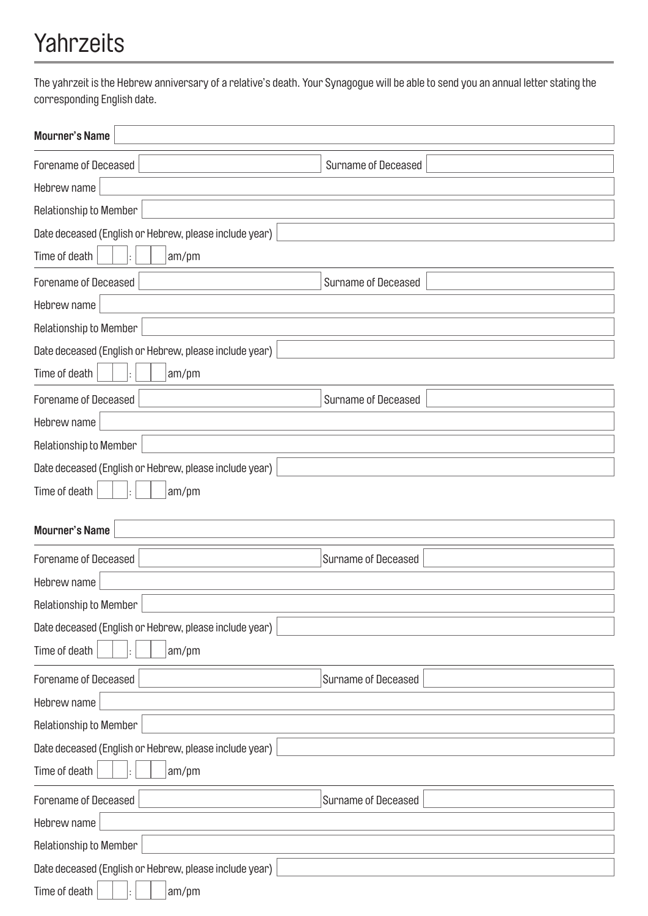# Yahrzeits

The yahrzeit is the Hebrew anniversary of a relative's death. Your Synagogue will be able to send you an annual letter stating the corresponding English date.

**Mourner's Name**

Forename of Deceased

Surname of Deceased

Hebrew name

Relationship to Member

Date deceased (English or Hebrew, please include year)

Time of death : am/pm

---

Forename of Deceased

Surname of Deceased

Hebrew name

Relationship to Member

Date deceased (English or Hebrew, please include year)

Time of death : am/pm

---

Forename of Deceased

Surname of Deceased

Hebrew name

Relationship to Member

Date deceased (English or Hebrew, please include year)

Time of death : am/pm

**Mourner's Name**

Forename of Deceased

Surname of Deceased

Hebrew name

Relationship to Member

Date deceased (English or Hebrew, please include year)

Time of death : am/pm

---

Forename of Deceased

Surname of Deceased

Hebrew name

Relationship to Member

Date deceased (English or Hebrew, please include year)

Time of death : am/pm

---

Forename of Deceased

Surname of Deceased

Hebrew name

Relationship to Member

Date deceased (English or Hebrew, please include year)

Time of death : am/pm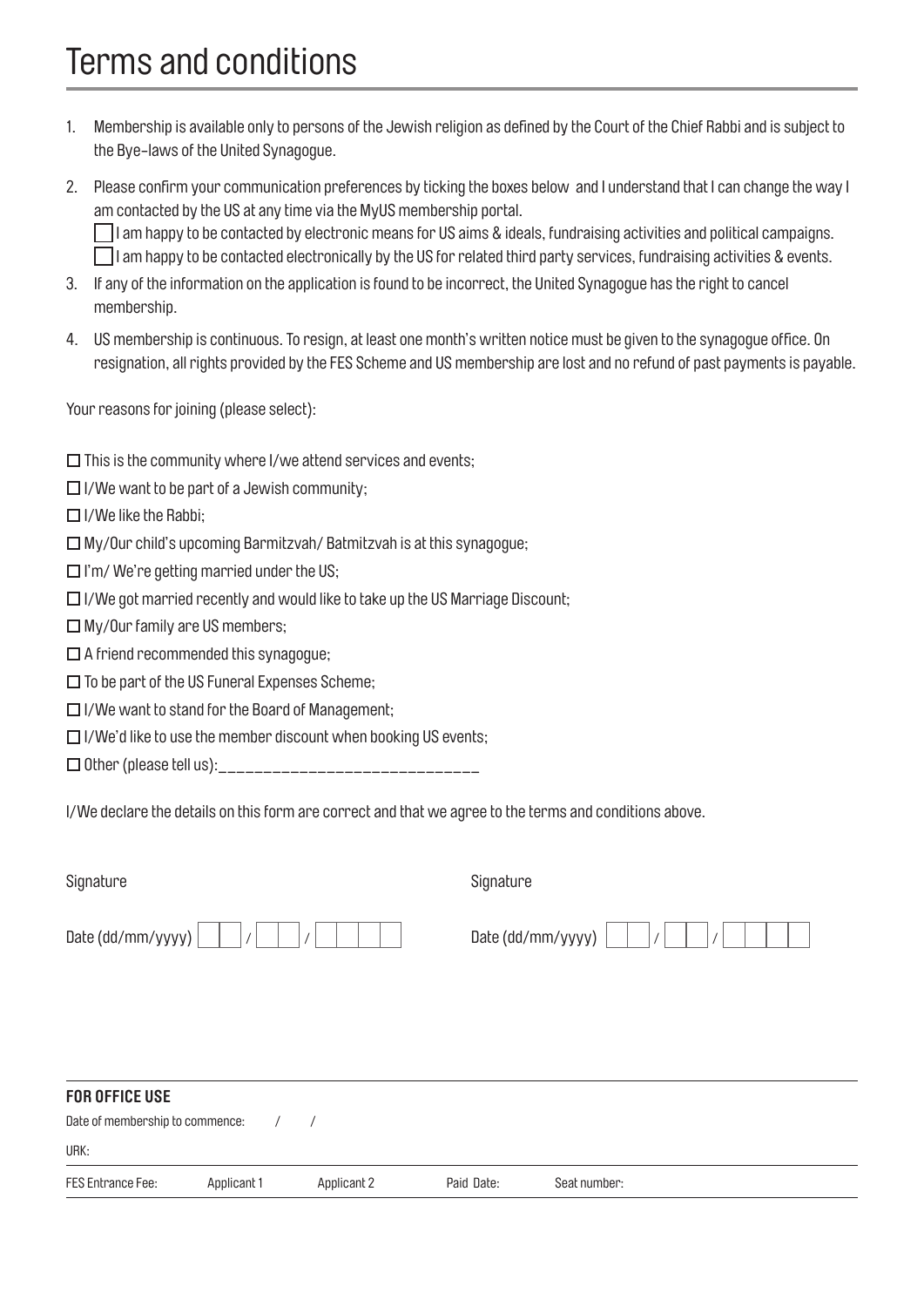# Terms and conditions

1. Membership is available only to persons of the Jewish religion as defined by the Court of the Chief Rabbi and is subject to the Bye-laws of the United Synagogue.
2. Please confirm your communication preferences by ticking the boxes below and I understand that I can change the way I am contacted by the US at any time via the MyUS membership portal.
   - ☐ I am happy to be contacted by electronic means for US aims & ideals, fundraising activities and political campaigns.
   - ☐ I am happy to be contacted electronically by the US for related third party services, fundraising activities & events.
3. If any of the information on the application is found to be incorrect, the United Synagogue has the right to cancel membership.
4. US membership is continuous. To resign, at least one month's written notice must be given to the synagogue office. On resignation, all rights provided by the FES Scheme and US membership are lost and no refund of past payments is payable.

Your reasons for joining (please select):

- ☐ This is the community where I/we attend services and events;
- ☐ I/We want to be part of a Jewish community;
- ☐ I/We like the Rabbi;
- ☐ My/Our child's upcoming Barmitzvah/ Batmitzvah is at this synagogue;
- ☐ I'm/ We're getting married under the US;
- ☐ I/We got married recently and would like to take up the US Marriage Discount;
- ☐ My/Our family are US members;
- ☐ A friend recommended this synagogue;
- ☐ To be part of the US Funeral Expenses Scheme;
- ☐ I/We want to stand for the Board of Management;
- ☐ I/We'd like to use the member discount when booking US events;
- ☐ Other (please tell us):____________________________

I/We declare the details on this form are correct and that we agree to the terms and conditions above.

Signature

Date (dd/mm/yyyy) __ __ / __ __ / __ __ __ __

Signature

Date (dd/mm/yyyy) __ __ / __ __ / __ __ __ __

**FOR OFFICE USE**

Date of membership to commence: / /

URK:

| FES Entrance Fee: | Applicant 1 | Applicant 2 | Paid Date: | Seat number: |
|---|---|---|---|---|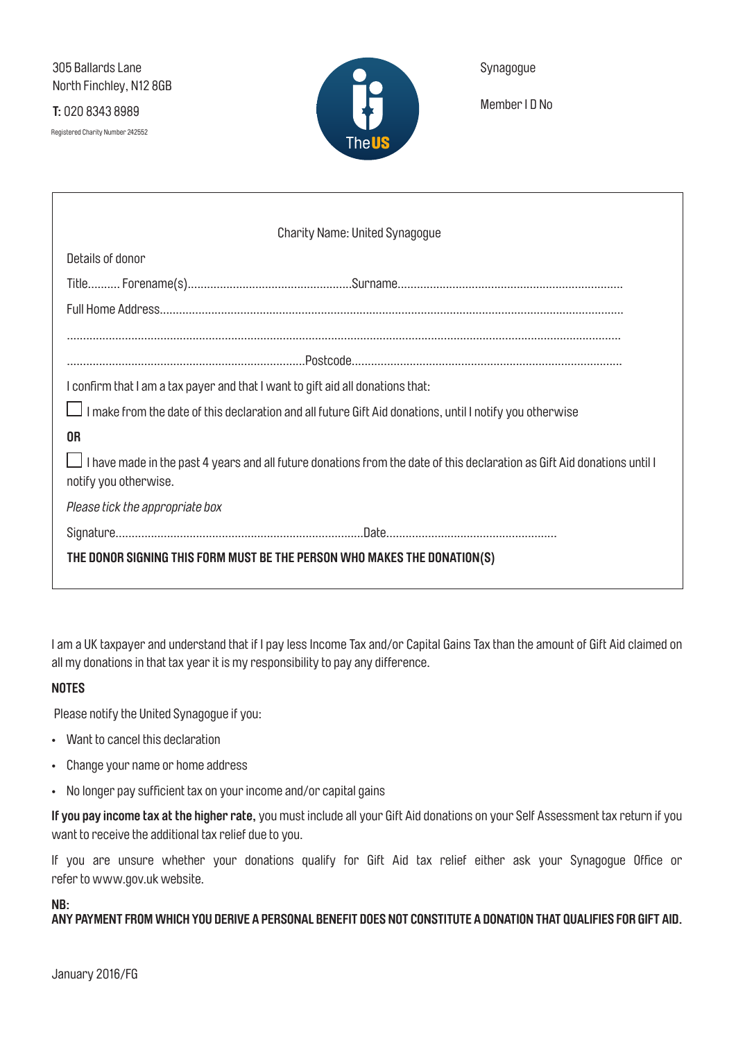305 Ballards Lane
North Finchley, N12 8GB

**T:** 020 8343 8989

Registered Charity Number 242552

TheUS

Synagogue

Member I D No

Charity Name: United Synagogue

Details of donor

Title.......... Forename(s)..................................................Surname.....................................................................

Full Home Address.............................................................................................................................................

...........................................................................................................................................................................

.........................................................................Postcode..................................................................................

I confirm that I am a tax payer and that I want to gift aid all donations that:

☐ I make from the date of this declaration and all future Gift Aid donations, until I notify you otherwise

**OR**

☐ I have made in the past 4 years and all future donations from the date of this declaration as Gift Aid donations until I notify you otherwise.

*Please tick the appropriate box*

Signature............................................................................Date....................................................

**THE DONOR SIGNING THIS FORM MUST BE THE PERSON WHO MAKES THE DONATION(S)**

I am a UK taxpayer and understand that if I pay less Income Tax and/or Capital Gains Tax than the amount of Gift Aid claimed on all my donations in that tax year it is my responsibility to pay any difference.

**NOTES**

Please notify the United Synagogue if you:

- Want to cancel this declaration
- Change your name or home address
- No longer pay sufficient tax on your income and/or capital gains

**If you pay income tax at the higher rate,** you must include all your Gift Aid donations on your Self Assessment tax return if you want to receive the additional tax relief due to you.

If you are unsure whether your donations qualify for Gift Aid tax relief either ask your Synagogue Office or refer to www.gov.uk website.

**NB:**
**ANY PAYMENT FROM WHICH YOU DERIVE A PERSONAL BENEFIT DOES NOT CONSTITUTE A DONATION THAT QUALIFIES FOR GIFT AID.**

January 2016/FG